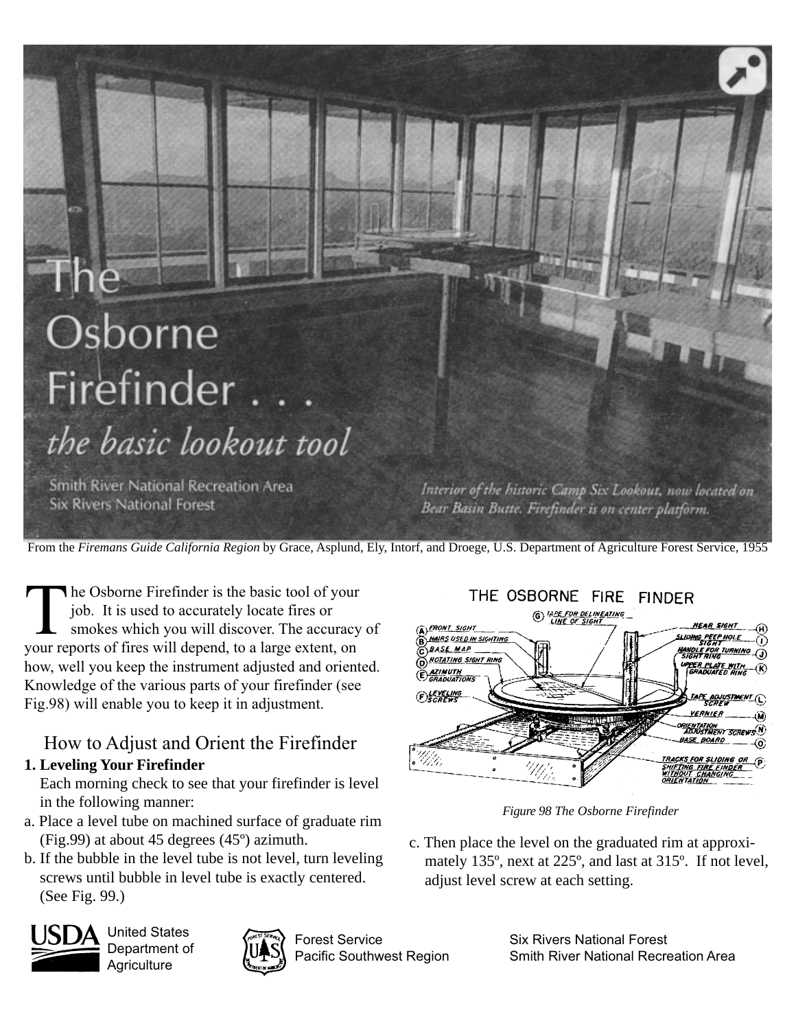# The Osborne Firefinder . . .

## *the basic lookout tool*

Smith River National Recreation Area
Six Rivers National Forest

*Interior of the historic Camp Six Lookout, now located on Bear Basin Butte. Firefinder is on center platform.*

From the *Firemans Guide California Region* by Grace, Asplund, Ely, Intorf, and Droege, U.S. Department of Agriculture Forest Service, 1955

The Osborne Firefinder is the basic tool of your job. It is used to accurately locate fires or smokes which you will discover. The accuracy of your reports of fires will depend, to a large extent, on how, well you keep the instrument adjusted and oriented. Knowledge of the various parts of your firefinder (see Fig.98) will enable you to keep it in adjustment.

### How to Adjust and Orient the Firefinder

**1. Leveling Your Firefinder**

Each morning check to see that your firefinder is level in the following manner:

a. Place a level tube on machined surface of graduate rim (Fig.99) at about 45 degrees (45º) azimuth.

b. If the bubble in the level tube is not level, turn leveling screws until bubble in level tube is exactly centered. (See Fig. 99.)

c. Then place the level on the graduated rim at approximately 135º, next at 225º, and last at 315º. If not level, adjust level screw at each setting.

THE OSBORNE FIRE FINDER

(A) FRONT SIGHT
(B) HAIRS USED IN SIGHTING
(C) BASE MAP
(D) ROTATING SIGHT RING
(E) AZIMUTH GRADUATIONS
(F) LEVELING SCREWS
(G) TAPE FOR DELINEATING LINE OF SIGHT
(H) REAR SIGHT
(I) SLIDING PEEP HOLE SIGHT
(J) HANDLE FOR TURNING SIGHT RING
(K) UPPER PLATE WITH GRADUATED RING
(L) TAPE ADJUSTMENT SCREW
(M) VERNIER
(N) ORIENTATION ADJUSTMENT SCREWS
(O) BASE BOARD
(P) TRACKS FOR SLIDING OR SHIFTING FIRE FINDER WITHOUT CHANGING ORIENTATION

*Figure 98 The Osborne Firefinder*

United States Department of Agriculture — Forest Service, Pacific Southwest Region — Six Rivers National Forest, Smith River National Recreation Area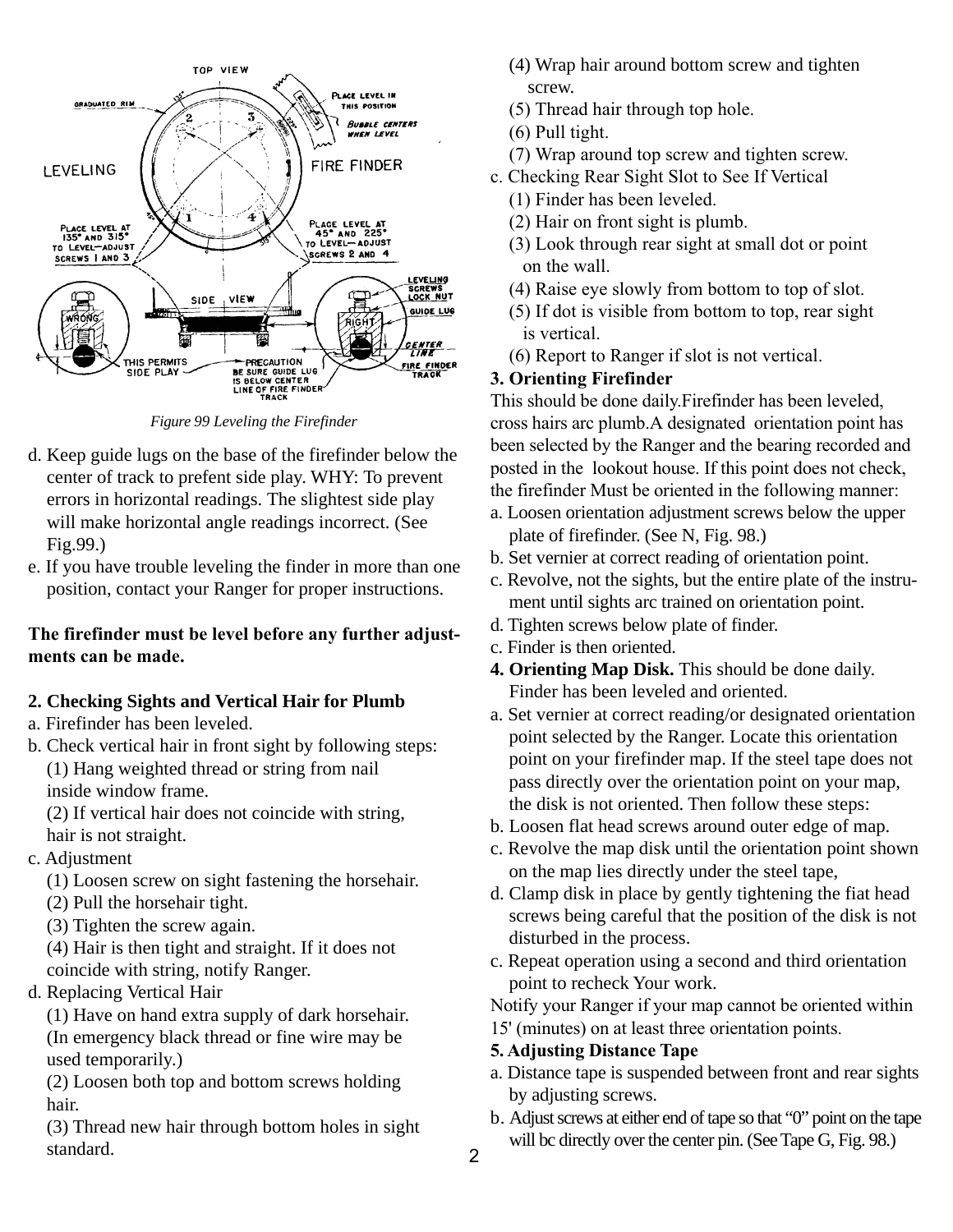*Figure 99 Leveling the Firefinder*

d. Keep guide lugs on the base of the firefinder below the center of track to prefent side play. WHY: To prevent errors in horizontal readings. The slightest side play will make horizontal angle readings incorrect. (See Fig.99.)

e. If you have trouble leveling the finder in more than one position, contact your Ranger for proper instructions.

**The firefinder must be level before any further adjustments can be made.**

**2. Checking Sights and Vertical Hair for Plumb**

a. Firefinder has been leveled.

b. Check vertical hair in front sight by following steps:
   (1) Hang weighted thread or string from nail inside window frame.
   (2) If vertical hair does not coincide with string, hair is not straight.

c. Adjustment
   (1) Loosen screw on sight fastening the horsehair.
   (2) Pull the horsehair tight.
   (3) Tighten the screw again.
   (4) Hair is then tight and straight. If it does not coincide with string, notify Ranger.

d. Replacing Vertical Hair
   (1) Have on hand extra supply of dark horsehair. (In emergency black thread or fine wire may be used temporarily.)
   (2) Loosen both top and bottom screws holding hair.
   (3) Thread new hair through bottom holes in sight standard.
   (4) Wrap hair around bottom screw and tighten screw.
   (5) Thread hair through top hole.
   (6) Pull tight.
   (7) Wrap around top screw and tighten screw.

c. Checking Rear Sight Slot to See If Vertical
   (1) Finder has been leveled.
   (2) Hair on front sight is plumb.
   (3) Look through rear sight at small dot or point on the wall.
   (4) Raise eye slowly from bottom to top of slot.
   (5) If dot is visible from bottom to top, rear sight is vertical.
   (6) Report to Ranger if slot is not vertical.

**3. Orienting Firefinder**

This should be done daily.Firefinder has been leveled, cross hairs arc plumb.A designated orientation point has been selected by the Ranger and the bearing recorded and posted in the lookout house. If this point does not check, the firefinder Must be oriented in the following manner:

a. Loosen orientation adjustment screws below the upper plate of firefinder. (See N, Fig. 98.)

b. Set vernier at correct reading of orientation point.

c. Revolve, not the sights, but the entire plate of the instrument until sights arc trained on orientation point.

d. Tighten screws below plate of finder.

c. Finder is then oriented.

**4. Orienting Map Disk.** This should be done daily. Finder has been leveled and oriented.

a. Set vernier at correct reading/or designated orientation point selected by the Ranger. Locate this orientation point on your firefinder map. If the steel tape does not pass directly over the orientation point on your map, the disk is not oriented. Then follow these steps:

b. Loosen flat head screws around outer edge of map.

c. Revolve the map disk until the orientation point shown on the map lies directly under the steel tape,

d. Clamp disk in place by gently tightening the fiat head screws being careful that the position of the disk is not disturbed in the process.

c. Repeat operation using a second and third orientation point to recheck Your work.

Notify your Ranger if your map cannot be oriented within 15' (minutes) on at least three orientation points.

**5. Adjusting Distance Tape**

a. Distance tape is suspended between front and rear sights by adjusting screws.

b. Adjust screws at either end of tape so that “0” point on the tape will bc directly over the center pin. (See Tape G, Fig. 98.)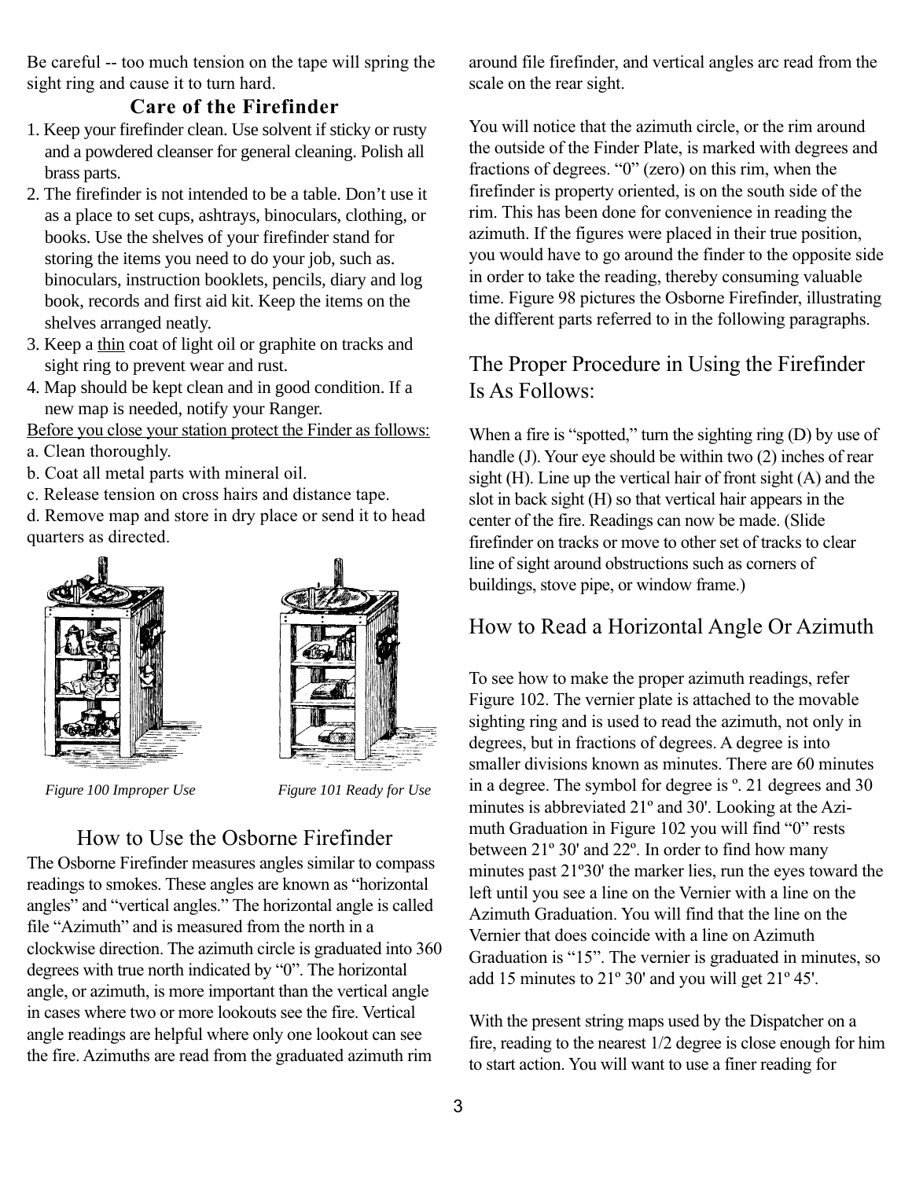Be careful -- too much tension on the tape will spring the sight ring and cause it to turn hard.

### Care of the Firefinder

1. Keep your firefinder clean. Use solvent if sticky or rusty and a powdered cleanser for general cleaning. Polish all brass parts.
2. The firefinder is not intended to be a table. Don't use it as a place to set cups, ashtrays, binoculars, clothing, or books. Use the shelves of your firefinder stand for storing the items you need to do your job, such as. binoculars, instruction booklets, pencils, diary and log book, records and first aid kit. Keep the items on the shelves arranged neatly.
3. Keep a thin coat of light oil or graphite on tracks and sight ring to prevent wear and rust.
4. Map should be kept clean and in good condition. If a new map is needed, notify your Ranger.

Before you close your station protect the Finder as follows:

a. Clean thoroughly.
b. Coat all metal parts with mineral oil.
c. Release tension on cross hairs and distance tape.
d. Remove map and store in dry place or send it to head quarters as directed.

*Figure 100 Improper Use*

*Figure 101 Ready for Use*

## How to Use the Osborne Firefinder

The Osborne Firefinder measures angles similar to compass readings to smokes. These angles are known as "horizontal angles" and "vertical angles." The horizontal angle is called file "Azimuth" and is measured from the north in a clockwise direction. The azimuth circle is graduated into 360 degrees with true north indicated by "0". The horizontal angle, or azimuth, is more important than the vertical angle in cases where two or more lookouts see the fire. Vertical angle readings are helpful where only one lookout can see the fire. Azimuths are read from the graduated azimuth rim around file firefinder, and vertical angles arc read from the scale on the rear sight.

You will notice that the azimuth circle, or the rim around the outside of the Finder Plate, is marked with degrees and fractions of degrees. "0" (zero) on this rim, when the firefinder is property oriented, is on the south side of the rim. This has been done for convenience in reading the azimuth. If the figures were placed in their true position, you would have to go around the finder to the opposite side in order to take the reading, thereby consuming valuable time. Figure 98 pictures the Osborne Firefinder, illustrating the different parts referred to in the following paragraphs.

## The Proper Procedure in Using the Firefinder Is As Follows:

When a fire is "spotted," turn the sighting ring (D) by use of handle (J). Your eye should be within two (2) inches of rear sight (H). Line up the vertical hair of front sight (A) and the slot in back sight (H) so that vertical hair appears in the center of the fire. Readings can now be made. (Slide firefinder on tracks or move to other set of tracks to clear line of sight around obstructions such as corners of buildings, stove pipe, or window frame.)

## How to Read a Horizontal Angle Or Azimuth

To see how to make the proper azimuth readings, refer Figure 102. The vernier plate is attached to the movable sighting ring and is used to read the azimuth, not only in degrees, but in fractions of degrees. A degree is into smaller divisions known as minutes. There are 60 minutes in a degree. The symbol for degree is º. 21 degrees and 30 minutes is abbreviated 21º and 30'. Looking at the Azimuth Graduation in Figure 102 you will find "0" rests between 21º 30' and 22º. In order to find how many minutes past 21º30' the marker lies, run the eyes toward the left until you see a line on the Vernier with a line on the Azimuth Graduation. You will find that the line on the Vernier that does coincide with a line on Azimuth Graduation is "15". The vernier is graduated in minutes, so add 15 minutes to 21º 30' and you will get 21º 45'.

With the present string maps used by the Dispatcher on a fire, reading to the nearest 1/2 degree is close enough for him to start action. You will want to use a finer reading for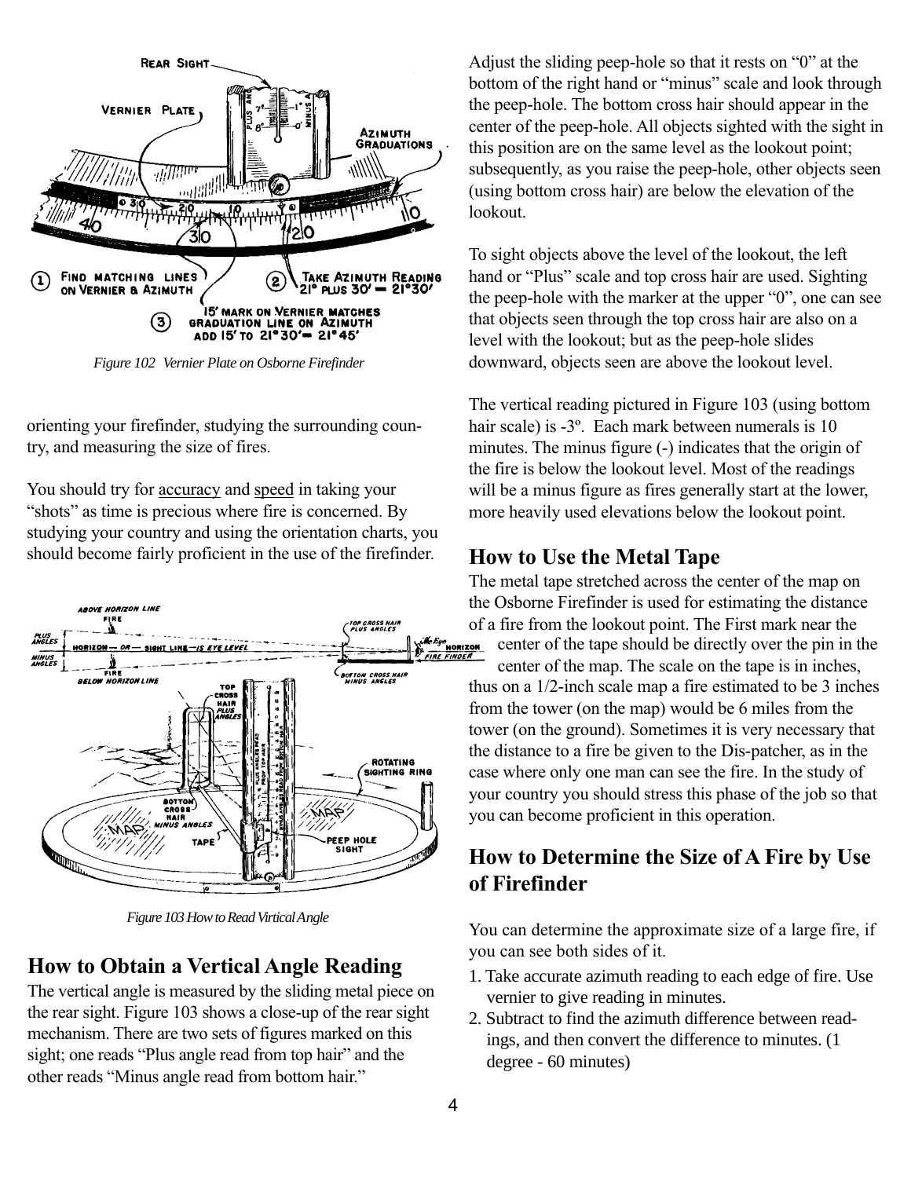Figure 102 Vernier Plate on Osborne Firefinder

orienting your firefinder, studying the surrounding country, and measuring the size of fires.

You should try for accuracy and speed in taking your "shots" as time is precious where fire is concerned. By studying your country and using the orientation charts, you should become fairly proficient in the use of the firefinder.

Figure 103 How to Read Virtical Angle

## How to Obtain a Vertical Angle Reading

The vertical angle is measured by the sliding metal piece on the rear sight. Figure 103 shows a close-up of the rear sight mechanism. There are two sets of figures marked on this sight; one reads "Plus angle read from top hair" and the other reads "Minus angle read from bottom hair."

Adjust the sliding peep-hole so that it rests on "0" at the bottom of the right hand or "minus" scale and look through the peep-hole. The bottom cross hair should appear in the center of the peep-hole. All objects sighted with the sight in this position are on the same level as the lookout point; subsequently, as you raise the peep-hole, other objects seen (using bottom cross hair) are below the elevation of the lookout.

To sight objects above the level of the lookout, the left hand or "Plus" scale and top cross hair are used. Sighting the peep-hole with the marker at the upper "0", one can see that objects seen through the top cross hair are also on a level with the lookout; but as the peep-hole slides downward, objects seen are above the lookout level.

The vertical reading pictured in Figure 103 (using bottom hair scale) is -3º. Each mark between numerals is 10 minutes. The minus figure (-) indicates that the origin of the fire is below the lookout level. Most of the readings will be a minus figure as fires generally start at the lower, more heavily used elevations below the lookout point.

## How to Use the Metal Tape

The metal tape stretched across the center of the map on the Osborne Firefinder is used for estimating the distance of a fire from the lookout point. The First mark near the center of the tape should be directly over the pin in the center of the map. The scale on the tape is in inches, thus on a 1/2-inch scale map a fire estimated to be 3 inches from the tower (on the map) would be 6 miles from the tower (on the ground). Sometimes it is very necessary that the distance to a fire be given to the Dis-patcher, as in the case where only one man can see the fire. In the study of your country you should stress this phase of the job so that you can become proficient in this operation.

## How to Determine the Size of A Fire by Use of Firefinder

You can determine the approximate size of a large fire, if you can see both sides of it.

1. Take accurate azimuth reading to each edge of fire. Use vernier to give reading in minutes.
2. Subtract to find the azimuth difference between readings, and then convert the difference to minutes. (1 degree - 60 minutes)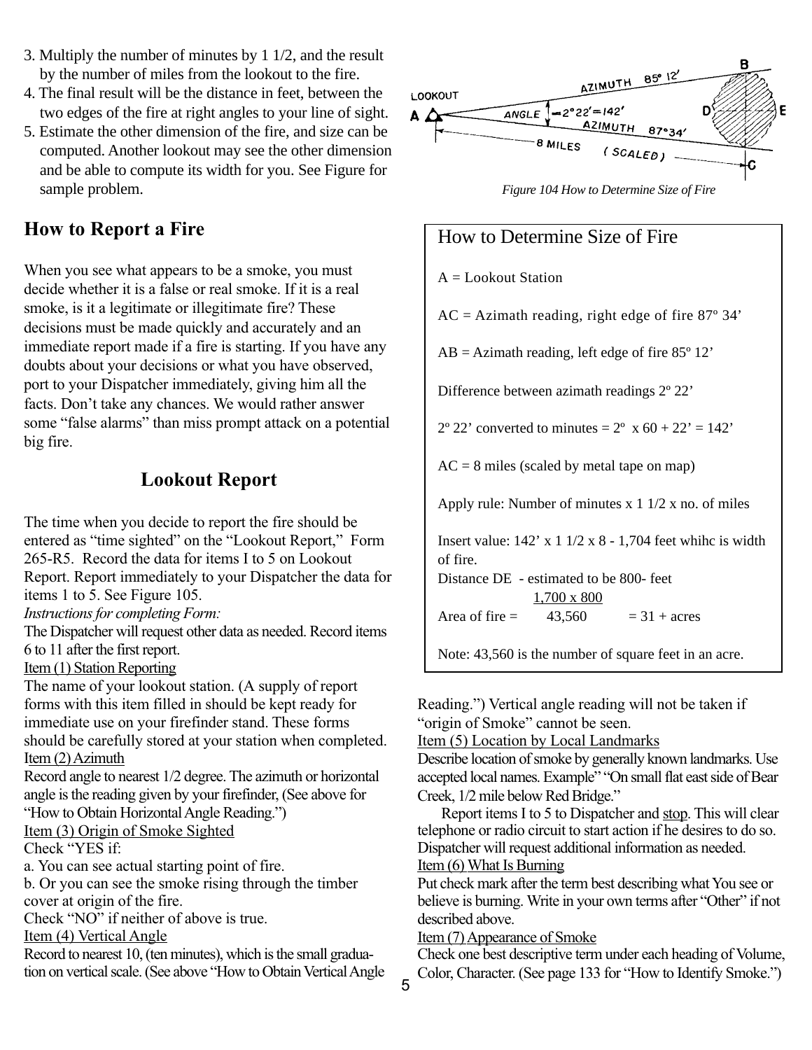3. Multiply the number of minutes by 1 1/2, and the result by the number of miles from the lookout to the fire.
4. The final result will be the distance in feet, between the two edges of the fire at right angles to your line of sight.
5. Estimate the other dimension of the fire, and size can be computed. Another lookout may see the other dimension and be able to compute its width for you. See Figure for sample problem.

## How to Report a Fire

When you see what appears to be a smoke, you must decide whether it is a false or real smoke. If it is a real smoke, is it a legitimate or illegitimate fire? These decisions must be made quickly and accurately and an immediate report made if a fire is starting. If you have any doubts about your decisions or what you have observed, port to your Dispatcher immediately, giving him all the facts. Don't take any chances. We would rather answer some "false alarms" than miss prompt attack on a potential big fire.

### Lookout Report

The time when you decide to report the fire should be entered as "time sighted" on the "Lookout Report," Form 265-R5. Record the data for items I to 5 on Lookout Report. Report immediately to your Dispatcher the data for items 1 to 5. See Figure 105.

*Instructions for completing Form:*

The Dispatcher will request other data as needed. Record items 6 to 11 after the first report.

Item (1) Station Reporting

The name of your lookout station. (A supply of report forms with this item filled in should be kept ready for immediate use on your firefinder stand. These forms should be carefully stored at your station when completed.

Item (2) Azimuth

Record angle to nearest 1/2 degree. The azimuth or horizontal angle is the reading given by your firefinder, (See above for "How to Obtain Horizontal Angle Reading.")

Item (3) Origin of Smoke Sighted

Check "YES if:

a. You can see actual starting point of fire.

b. Or you can see the smoke rising through the timber cover at origin of the fire.

Check "NO" if neither of above is true.

Item (4) Vertical Angle

Record to nearest 10, (ten minutes), which is the small graduation on vertical scale. (See above "How to Obtain Vertical Angle Reading.") Vertical angle reading will not be taken if "origin of Smoke" cannot be seen.

Item (5) Location by Local Landmarks

Describe location of smoke by generally known landmarks. Use accepted local names. Example" "On small flat east side of Bear Creek, 1/2 mile below Red Bridge."

Report items I to 5 to Dispatcher and stop. This will clear telephone or radio circuit to start action if he desires to do so. Dispatcher will request additional information as needed.

Item (6) What Is Burning

Put check mark after the term best describing what You see or believe is burning. Write in your own terms after "Other" if not described above.

Item (7) Appearance of Smoke

Check one best descriptive term under each heading of Volume, Color, Character. (See page 133 for "How to Identify Smoke.")

Figure 104 How to Determine Size of Fire

### How to Determine Size of Fire

A = Lookout Station

AC = Azimath reading, right edge of fire 87º 34'

AB = Azimath reading, left edge of fire 85º 12'

Difference between azimath readings 2º 22'

2º 22' converted to minutes = 2º x 60 + 22' = 142'

AC = 8 miles (scaled by metal tape on map)

Apply rule: Number of minutes x 1 1/2 x no. of miles

Insert value: 142' x 1 1/2 x 8 - 1,704 feet whihc is width of fire.

Distance DE - estimated to be 800- feet

Area of fire = $\frac{1,700 \times 800}{43,560}$ = 31 + acres

Note: 43,560 is the number of square feet in an acre.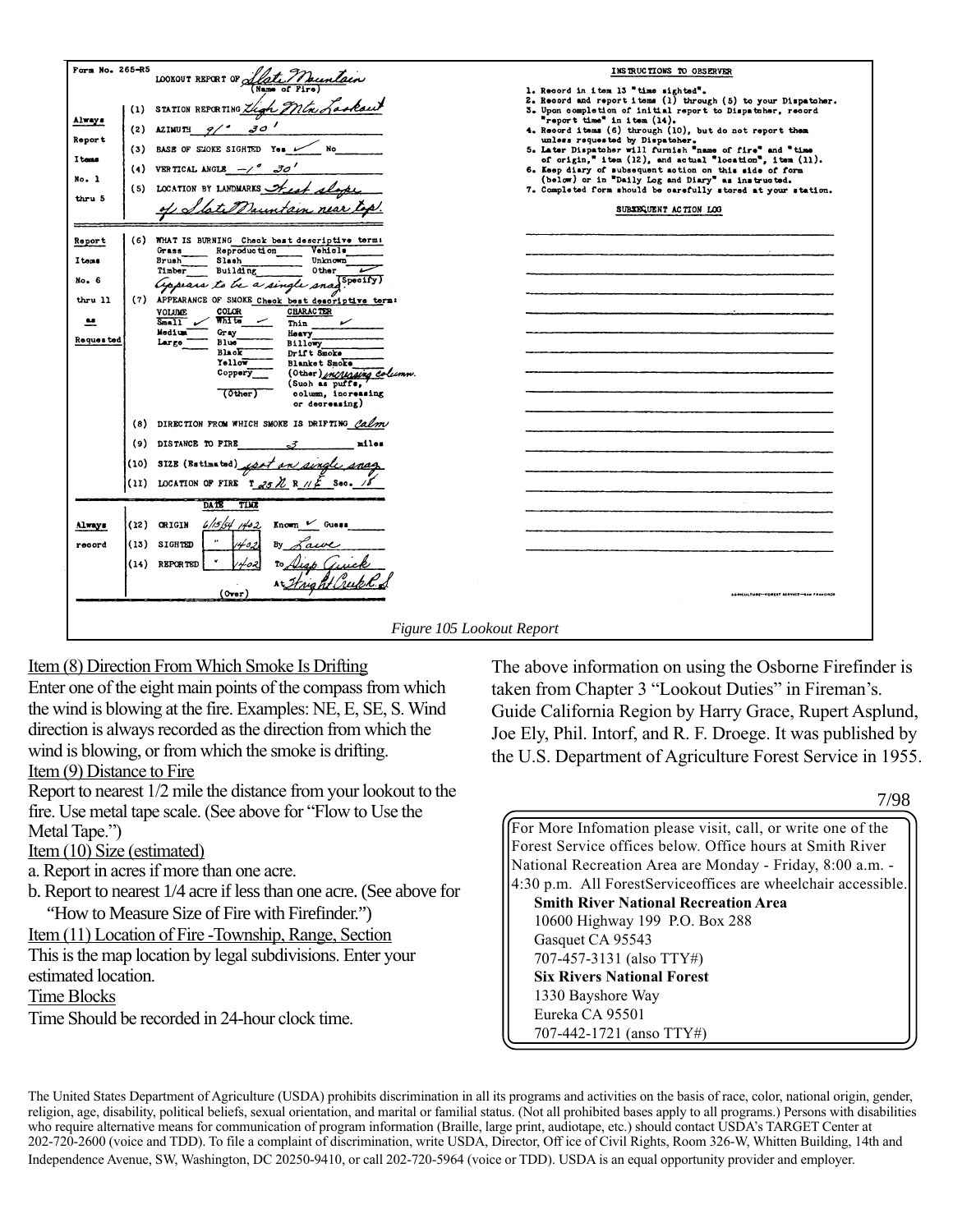Form No. 265-R5

LOOKOUT REPORT OF Slate Mountain
(Name of Fire)

**Always Report Items No. 1 thru 5**

(1) STATION REPORTING High Mtn Lookout

(2) AZIMUTH 91° 30'

(3) BASE OF SMOKE SIGHTED Yes ✓ No

(4) VERTICAL ANGLE –1° 30'

(5) LOCATION BY LANDMARKS East slope of Slate Mountain near top.

**Report Items No. 6 thru 11 as Requested**

(6) WHAT IS BURNING Check best descriptive term:
Grass, Reproduction, Vehicle, Brush, Slash, Unknown, Timber, Building, Other ✓
Appears to be a single snag (Specify)

(7) APPEARANCE OF SMOKE Check best descriptive term:
VOLUME: Small ✓, Medium, Large
COLOR: White ✓, Gray, Blue, Black, Yellow, Coppery, (Other)
CHARACTER: Thin ✓, Heavy, Billowy, Drift Smoke, Blanket Smoke, (Other) increasing column. (Such as puffs, column, increasing or decreasing)

(8) DIRECTION FROM WHICH SMOKE IS DRIFTING calm

(9) DISTANCE TO FIRE 3 miles

(10) SIZE (Estimated) spot on single snag

(11) LOCATION OF FIRE T 25 N R 11 E Sec. 18

**Always record**

| | DATE | TIME | |
|---|---|---|---|
| (12) ORIGIN | 6/15/54 | 1402 | Known ✓ Guess |
| (13) SIGHTED | " | 1402 | By Lowe |
| (14) REPORTED | " | 1402 | To Disp Quick At Bright Creek R.S. |

(Over)

**INSTRUCTIONS TO OBSERVER**

1. Record in item 13 "time sighted".
2. Record and report items (1) through (5) to your Dispatcher.
3. Upon completion of initial report to Dispatcher, record "report time" in item (14).
4. Record items (6) through (10), but do not report them unless requested by Dispatcher.
5. Later Dispatcher will furnish "name of fire" and "time of origin," item (12), and actual "location", item (11).
6. Keep diary of subsequent action on this side of form (below) or in "Daily Log and Diary" as instructed.
7. Completed form should be carefully stored at your station.

**SUBSEQUENT ACTION LOG**

AGRICULTURE—FOREST SERVICE—SAN FRANCISCO

*Figure 105 Lookout Report*

Item (8) Direction From Which Smoke Is Drifting

Enter one of the eight main points of the compass from which the wind is blowing at the fire. Examples: NE, E, SE, S. Wind direction is always recorded as the direction from which the wind is blowing, or from which the smoke is drifting.

Item (9) Distance to Fire

Report to nearest 1/2 mile the distance from your lookout to the fire. Use metal tape scale. (See above for "Flow to Use the Metal Tape.")

Item (10) Size (estimated)

a. Report in acres if more than one acre.
b. Report to nearest 1/4 acre if less than one acre. (See above for "How to Measure Size of Fire with Firefinder.")

Item (11) Location of Fire -Township, Range, Section

This is the map location by legal subdivisions. Enter your estimated location.

Time Blocks

Time Should be recorded in 24-hour clock time.

The above information on using the Osborne Firefinder is taken from Chapter 3 "Lookout Duties" in Fireman's. Guide California Region by Harry Grace, Rupert Asplund, Joe Ely, Phil. Intorf, and R. F. Droege. It was published by the U.S. Department of Agriculture Forest Service in 1955.

7/98

For More Infomation please visit, call, or write one of the Forest Service offices below. Office hours at Smith River National Recreation Area are Monday - Friday, 8:00 a.m. - 4:30 p.m. All ForestServiceoffices are wheelchair accessible.

**Smith River National Recreation Area**
10600 Highway 199 P.O. Box 288
Gasquet CA 95543
707-457-3131 (also TTY#)

**Six Rivers National Forest**
1330 Bayshore Way
Eureka CA 95501
707-442-1721 (anso TTY#)

The United States Department of Agriculture (USDA) prohibits discrimination in all its programs and activities on the basis of race, color, national origin, gender, religion, age, disability, political beliefs, sexual orientation, and marital or familial status. (Not all prohibited bases apply to all programs.) Persons with disabilities who require alternative means for communication of program information (Braille, large print, audiotape, etc.) should contact USDA's TARGET Center at 202-720-2600 (voice and TDD). To file a complaint of discrimination, write USDA, Director, Off ice of Civil Rights, Room 326-W, Whitten Building, 14th and Independence Avenue, SW, Washington, DC 20250-9410, or call 202-720-5964 (voice or TDD). USDA is an equal opportunity provider and employer.